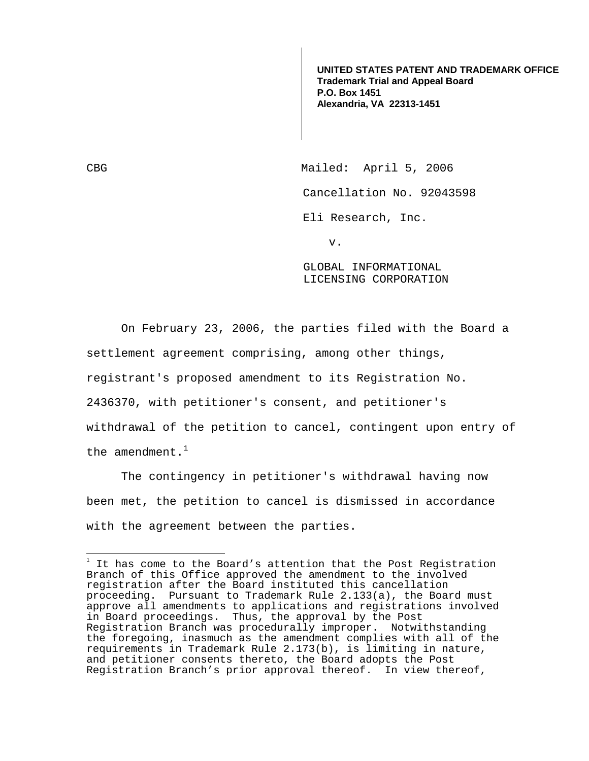**UNITED STATES PATENT AND TRADEMARK OFFICE**
**Trademark Trial and Appeal Board**
**P.O. Box 1451**
**Alexandria, VA 22313-1451**

CBG

Mailed: April 5, 2006

Cancellation No. 92043598

Eli Research, Inc.

v.

GLOBAL INFORMATIONAL LICENSING CORPORATION

On February 23, 2006, the parties filed with the Board a settlement agreement comprising, among other things, registrant's proposed amendment to its Registration No. 2436370, with petitioner's consent, and petitioner's withdrawal of the petition to cancel, contingent upon entry of the amendment.[1]

The contingency in petitioner's withdrawal having now been met, the petition to cancel is dismissed in accordance with the agreement between the parties.

---

[1] It has come to the Board's attention that the Post Registration Branch of this Office approved the amendment to the involved registration after the Board instituted this cancellation proceeding. Pursuant to Trademark Rule 2.133(a), the Board must approve all amendments to applications and registrations involved in Board proceedings. Thus, the approval by the Post Registration Branch was procedurally improper. Notwithstanding the foregoing, inasmuch as the amendment complies with all of the requirements in Trademark Rule 2.173(b), is limiting in nature, and petitioner consents thereto, the Board adopts the Post Registration Branch's prior approval thereof. In view thereof,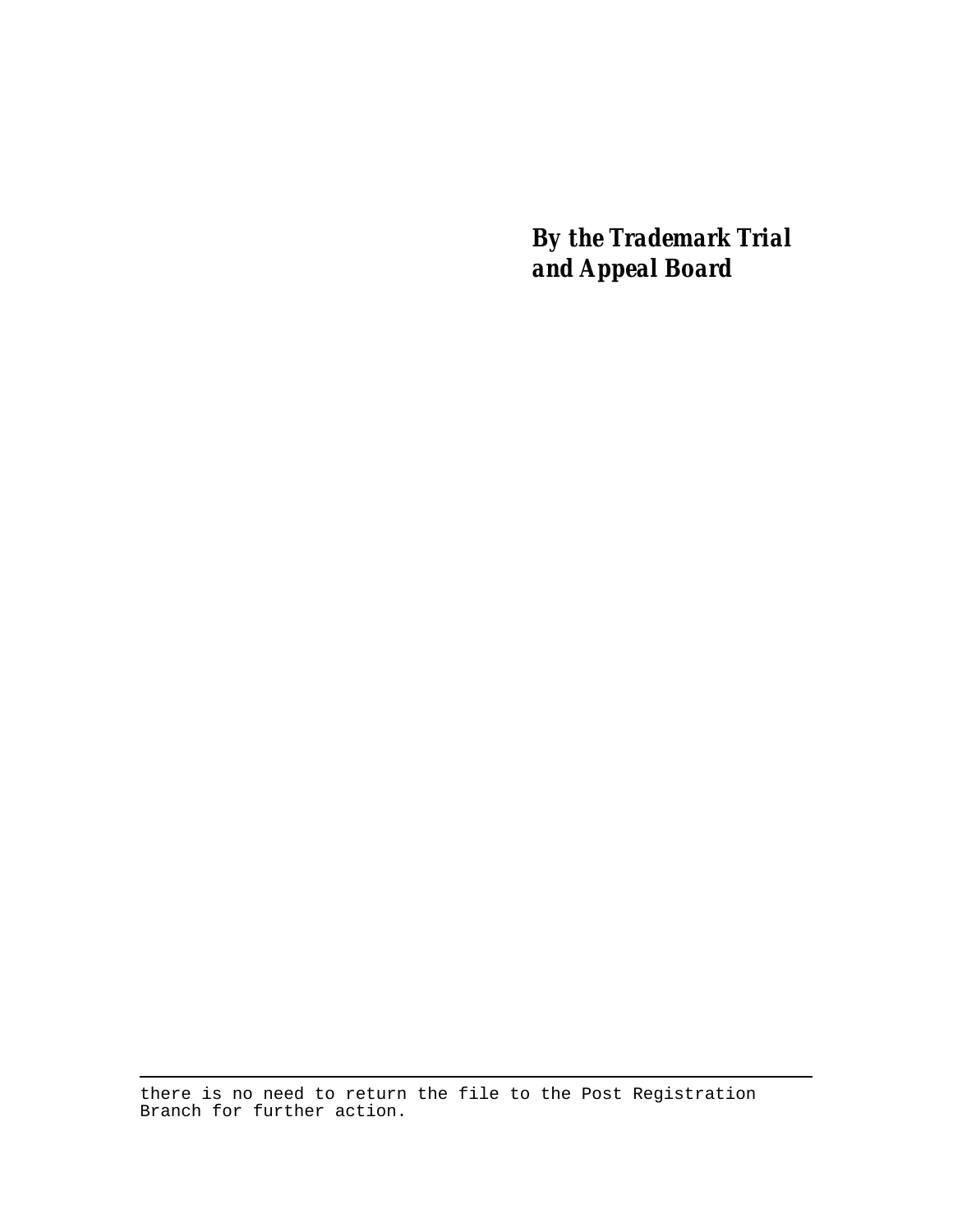***By the Trademark Trial and Appeal Board***

---

there is no need to return the file to the Post Registration Branch for further action.